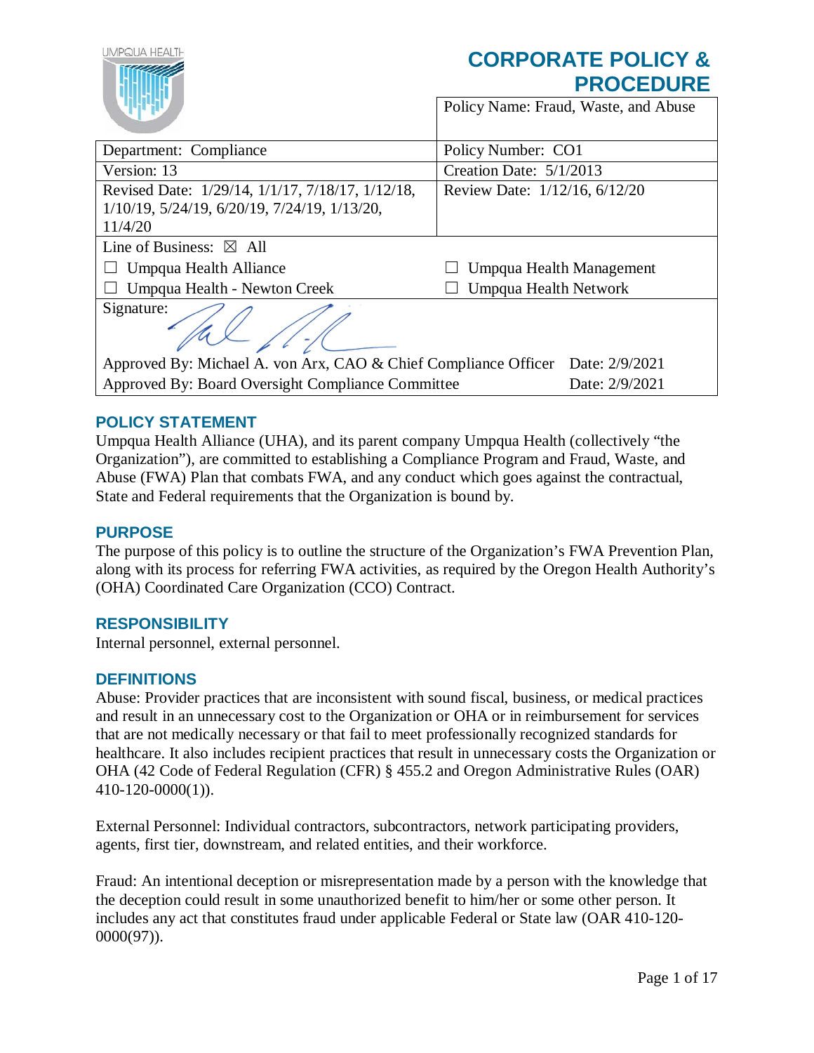UMPQUA HEALTH

# CORPORATE POLICY & PROCEDURE

| Policy Name: Fraud, Waste, and Abuse | |
|---|---|
| Department: Compliance | Policy Number: CO1 |
| Version: 13 | Creation Date: 5/1/2013 |
| Revised Date: 1/29/14, 1/1/17, 7/18/17, 1/12/18, 1/10/19, 5/24/19, 6/20/19, 7/24/19, 1/13/20, 11/4/20 | Review Date: 1/12/16, 6/12/20 |
| Line of Business: ☒ All | |
| ☐ Umpqua Health Alliance | ☐ Umpqua Health Management |
| ☐ Umpqua Health - Newton Creek | ☐ Umpqua Health Network |
| Signature: | |
| Approved By: Michael A. von Arx, CAO & Chief Compliance Officer | Date: 2/9/2021 |
| Approved By: Board Oversight Compliance Committee | Date: 2/9/2021 |

## POLICY STATEMENT

Umpqua Health Alliance (UHA), and its parent company Umpqua Health (collectively "the Organization"), are committed to establishing a Compliance Program and Fraud, Waste, and Abuse (FWA) Plan that combats FWA, and any conduct which goes against the contractual, State and Federal requirements that the Organization is bound by.

## PURPOSE

The purpose of this policy is to outline the structure of the Organization's FWA Prevention Plan, along with its process for referring FWA activities, as required by the Oregon Health Authority's (OHA) Coordinated Care Organization (CCO) Contract.

## RESPONSIBILITY

Internal personnel, external personnel.

## DEFINITIONS

Abuse: Provider practices that are inconsistent with sound fiscal, business, or medical practices and result in an unnecessary cost to the Organization or OHA or in reimbursement for services that are not medically necessary or that fail to meet professionally recognized standards for healthcare. It also includes recipient practices that result in unnecessary costs the Organization or OHA (42 Code of Federal Regulation (CFR) § 455.2 and Oregon Administrative Rules (OAR) 410-120-0000(1)).

External Personnel: Individual contractors, subcontractors, network participating providers, agents, first tier, downstream, and related entities, and their workforce.

Fraud: An intentional deception or misrepresentation made by a person with the knowledge that the deception could result in some unauthorized benefit to him/her or some other person. It includes any act that constitutes fraud under applicable Federal or State law (OAR 410-120-0000(97)).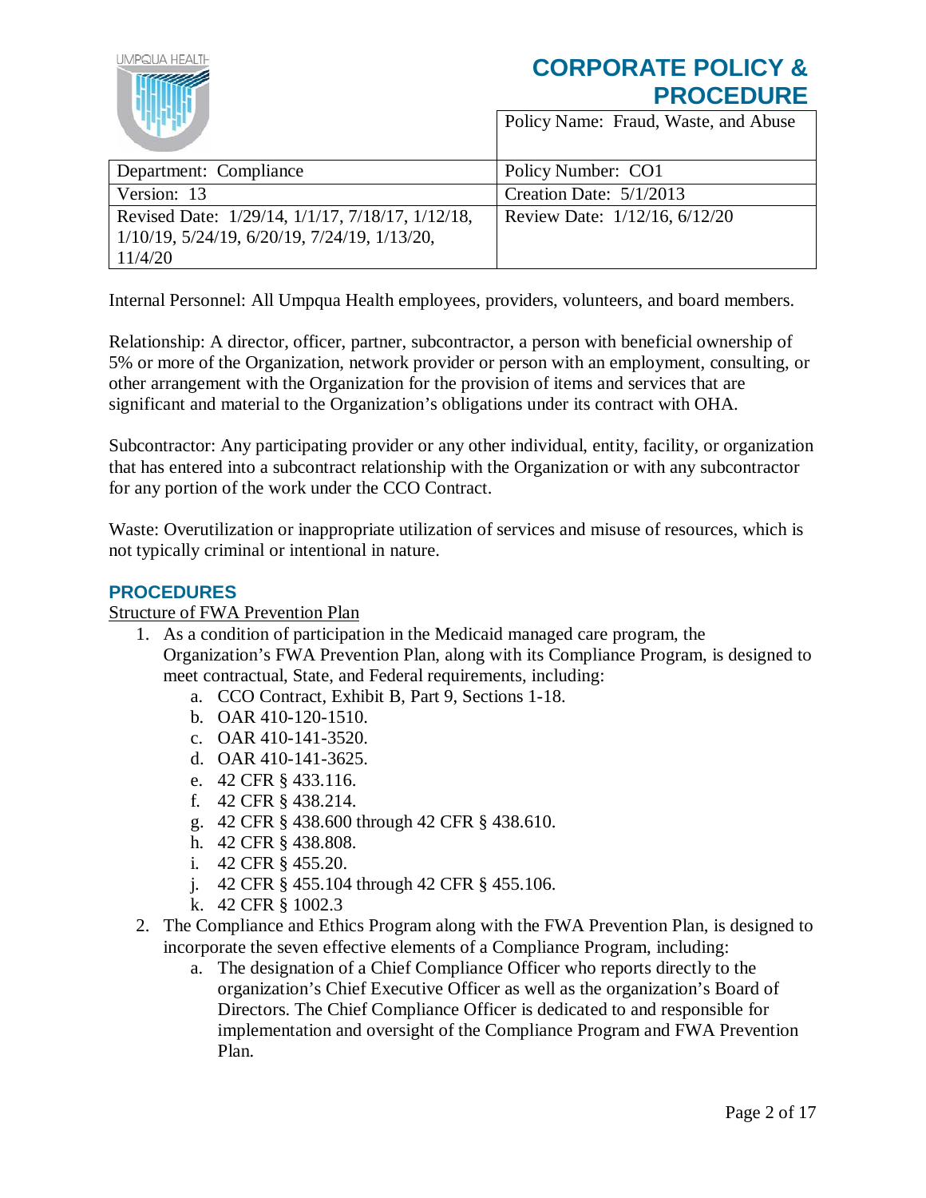# CORPORATE POLICY & PROCEDURE

| Department: Compliance | Policy Name: Fraud, Waste, and Abuse |
| --- | --- |
| Department: Compliance | Policy Number: CO1 |
| Version: 13 | Creation Date: 5/1/2013 |
| Revised Date: 1/29/14, 1/1/17, 7/18/17, 1/12/18, 1/10/19, 5/24/19, 6/20/19, 7/24/19, 1/13/20, 11/4/20 | Review Date: 1/12/16, 6/12/20 |

Internal Personnel: All Umpqua Health employees, providers, volunteers, and board members.

Relationship: A director, officer, partner, subcontractor, a person with beneficial ownership of 5% or more of the Organization, network provider or person with an employment, consulting, or other arrangement with the Organization for the provision of items and services that are significant and material to the Organization's obligations under its contract with OHA.

Subcontractor: Any participating provider or any other individual, entity, facility, or organization that has entered into a subcontract relationship with the Organization or with any subcontractor for any portion of the work under the CCO Contract.

Waste: Overutilization or inappropriate utilization of services and misuse of resources, which is not typically criminal or intentional in nature.

## PROCEDURES

Structure of FWA Prevention Plan

1. As a condition of participation in the Medicaid managed care program, the Organization's FWA Prevention Plan, along with its Compliance Program, is designed to meet contractual, State, and Federal requirements, including:
   a. CCO Contract, Exhibit B, Part 9, Sections 1-18.
   b. OAR 410-120-1510.
   c. OAR 410-141-3520.
   d. OAR 410-141-3625.
   e. 42 CFR § 433.116.
   f. 42 CFR § 438.214.
   g. 42 CFR § 438.600 through 42 CFR § 438.610.
   h. 42 CFR § 438.808.
   i. 42 CFR § 455.20.
   j. 42 CFR § 455.104 through 42 CFR § 455.106.
   k. 42 CFR § 1002.3
2. The Compliance and Ethics Program along with the FWA Prevention Plan, is designed to incorporate the seven effective elements of a Compliance Program, including:
   a. The designation of a Chief Compliance Officer who reports directly to the organization's Chief Executive Officer as well as the organization's Board of Directors. The Chief Compliance Officer is dedicated to and responsible for implementation and oversight of the Compliance Program and FWA Prevention Plan.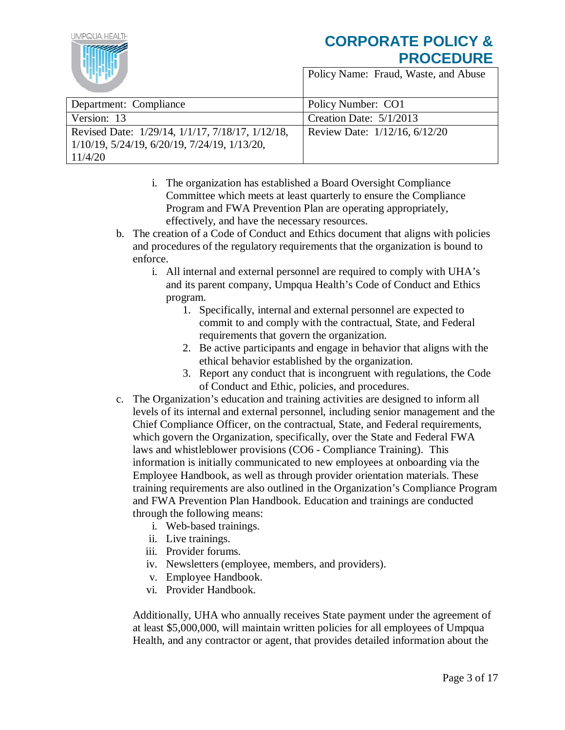i. The organization has established a Board Oversight Compliance Committee which meets at least quarterly to ensure the Compliance Program and FWA Prevention Plan are operating appropriately, effectively, and have the necessary resources.

b. The creation of a Code of Conduct and Ethics document that aligns with policies and procedures of the regulatory requirements that the organization is bound to enforce.
    i. All internal and external personnel are required to comply with UHA's and its parent company, Umpqua Health's Code of Conduct and Ethics program.
        1. Specifically, internal and external personnel are expected to commit to and comply with the contractual, State, and Federal requirements that govern the organization.
        2. Be active participants and engage in behavior that aligns with the ethical behavior established by the organization.
        3. Report any conduct that is incongruent with regulations, the Code of Conduct and Ethic, policies, and procedures.

c. The Organization's education and training activities are designed to inform all levels of its internal and external personnel, including senior management and the Chief Compliance Officer, on the contractual, State, and Federal requirements, which govern the Organization, specifically, over the State and Federal FWA laws and whistleblower provisions (CO6 - Compliance Training). This information is initially communicated to new employees at onboarding via the Employee Handbook, as well as through provider orientation materials. These training requirements are also outlined in the Organization's Compliance Program and FWA Prevention Plan Handbook. Education and trainings are conducted through the following means:
    i. Web-based trainings.
    ii. Live trainings.
    iii. Provider forums.
    iv. Newsletters (employee, members, and providers).
    v. Employee Handbook.
    vi. Provider Handbook.

Additionally, UHA who annually receives State payment under the agreement of at least $5,000,000, will maintain written policies for all employees of Umpqua Health, and any contractor or agent, that provides detailed information about the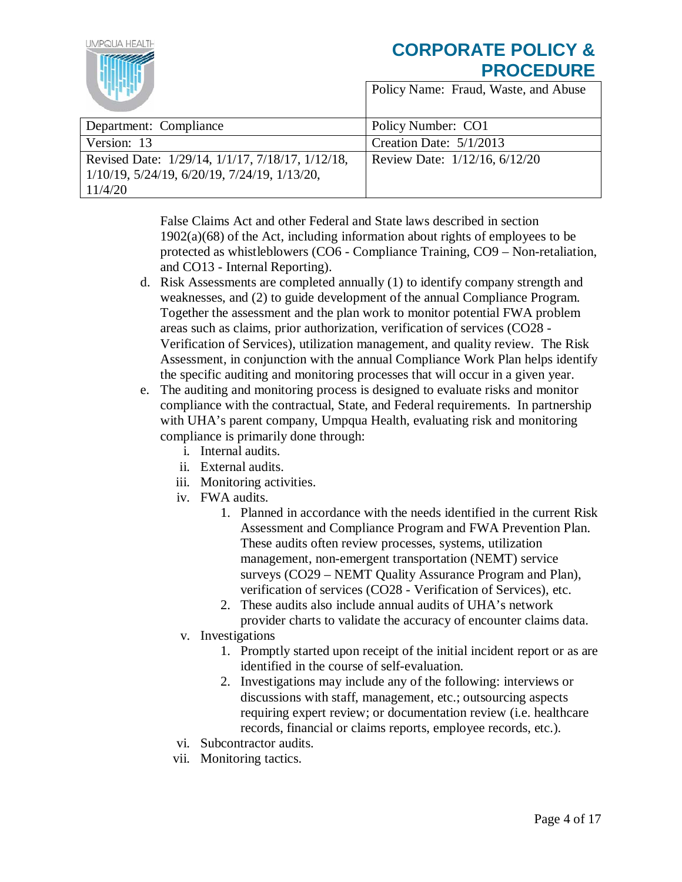False Claims Act and other Federal and State laws described in section 1902(a)(68) of the Act, including information about rights of employees to be protected as whistleblowers (CO6 - Compliance Training, CO9 – Non-retaliation, and CO13 - Internal Reporting).

d. Risk Assessments are completed annually (1) to identify company strength and weaknesses, and (2) to guide development of the annual Compliance Program. Together the assessment and the plan work to monitor potential FWA problem areas such as claims, prior authorization, verification of services (CO28 - Verification of Services), utilization management, and quality review. The Risk Assessment, in conjunction with the annual Compliance Work Plan helps identify the specific auditing and monitoring processes that will occur in a given year.

e. The auditing and monitoring process is designed to evaluate risks and monitor compliance with the contractual, State, and Federal requirements. In partnership with UHA's parent company, Umpqua Health, evaluating risk and monitoring compliance is primarily done through:
   i. Internal audits.
   ii. External audits.
   iii. Monitoring activities.
   iv. FWA audits.
      1. Planned in accordance with the needs identified in the current Risk Assessment and Compliance Program and FWA Prevention Plan. These audits often review processes, systems, utilization management, non-emergent transportation (NEMT) service surveys (CO29 – NEMT Quality Assurance Program and Plan), verification of services (CO28 - Verification of Services), etc.
      2. These audits also include annual audits of UHA's network provider charts to validate the accuracy of encounter claims data.
   v. Investigations
      1. Promptly started upon receipt of the initial incident report or as are identified in the course of self-evaluation.
      2. Investigations may include any of the following: interviews or discussions with staff, management, etc.; outsourcing aspects requiring expert review; or documentation review (i.e. healthcare records, financial or claims reports, employee records, etc.).
   vi. Subcontractor audits.
   vii. Monitoring tactics.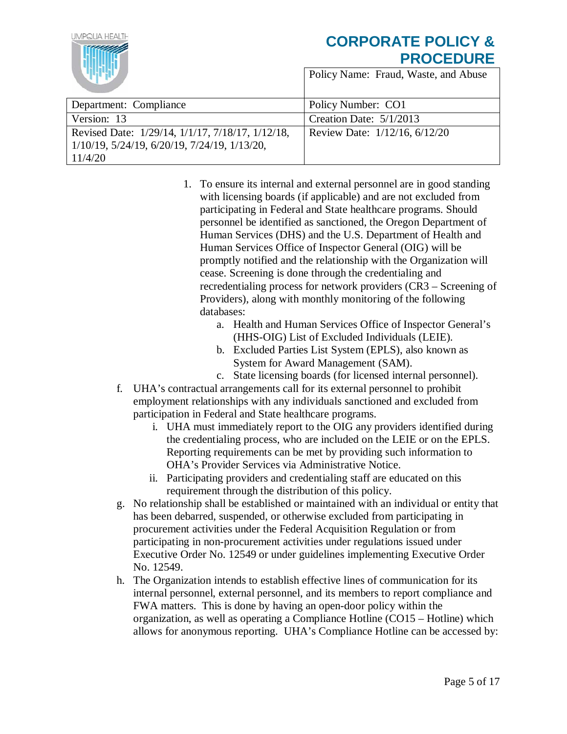1. To ensure its internal and external personnel are in good standing with licensing boards (if applicable) and are not excluded from participating in Federal and State healthcare programs. Should personnel be identified as sanctioned, the Oregon Department of Human Services (DHS) and the U.S. Department of Health and Human Services Office of Inspector General (OIG) will be promptly notified and the relationship with the Organization will cease. Screening is done through the credentialing and recredentialing process for network providers (CR3 – Screening of Providers), along with monthly monitoring of the following databases:
    a. Health and Human Services Office of Inspector General's (HHS-OIG) List of Excluded Individuals (LEIE).
    b. Excluded Parties List System (EPLS), also known as System for Award Management (SAM).
    c. State licensing boards (for licensed internal personnel).

f. UHA's contractual arrangements call for its external personnel to prohibit employment relationships with any individuals sanctioned and excluded from participation in Federal and State healthcare programs.
    i. UHA must immediately report to the OIG any providers identified during the credentialing process, who are included on the LEIE or on the EPLS. Reporting requirements can be met by providing such information to OHA's Provider Services via Administrative Notice.
    ii. Participating providers and credentialing staff are educated on this requirement through the distribution of this policy.

g. No relationship shall be established or maintained with an individual or entity that has been debarred, suspended, or otherwise excluded from participating in procurement activities under the Federal Acquisition Regulation or from participating in non-procurement activities under regulations issued under Executive Order No. 12549 or under guidelines implementing Executive Order No. 12549.

h. The Organization intends to establish effective lines of communication for its internal personnel, external personnel, and its members to report compliance and FWA matters. This is done by having an open-door policy within the organization, as well as operating a Compliance Hotline (CO15 – Hotline) which allows for anonymous reporting. UHA's Compliance Hotline can be accessed by: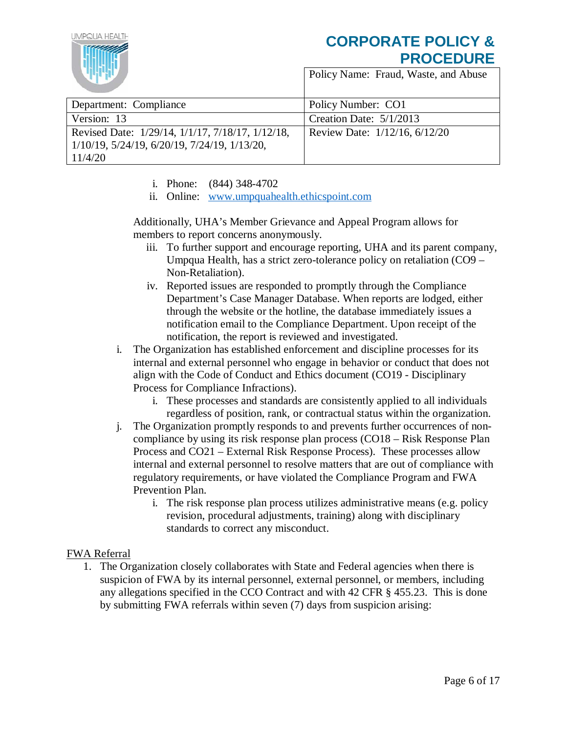i. Phone: (844) 348-4702
ii. Online: [www.umpquahealth.ethicspoint.com](www.umpquahealth.ethicspoint.com)

Additionally, UHA's Member Grievance and Appeal Program allows for members to report concerns anonymously.

iii. To further support and encourage reporting, UHA and its parent company, Umpqua Health, has a strict zero-tolerance policy on retaliation (CO9 – Non-Retaliation).
iv. Reported issues are responded to promptly through the Compliance Department's Case Manager Database. When reports are lodged, either through the website or the hotline, the database immediately issues a notification email to the Compliance Department. Upon receipt of the notification, the report is reviewed and investigated.

i. The Organization has established enforcement and discipline processes for its internal and external personnel who engage in behavior or conduct that does not align with the Code of Conduct and Ethics document (CO19 - Disciplinary Process for Compliance Infractions).
    i. These processes and standards are consistently applied to all individuals regardless of position, rank, or contractual status within the organization.
j. The Organization promptly responds to and prevents further occurrences of non-compliance by using its risk response plan process (CO18 – Risk Response Plan Process and CO21 – External Risk Response Process). These processes allow internal and external personnel to resolve matters that are out of compliance with regulatory requirements, or have violated the Compliance Program and FWA Prevention Plan.
    i. The risk response plan process utilizes administrative means (e.g. policy revision, procedural adjustments, training) along with disciplinary standards to correct any misconduct.

<u>FWA Referral</u>

1. The Organization closely collaborates with State and Federal agencies when there is suspicion of FWA by its internal personnel, external personnel, or members, including any allegations specified in the CCO Contract and with 42 CFR § 455.23. This is done by submitting FWA referrals within seven (7) days from suspicion arising: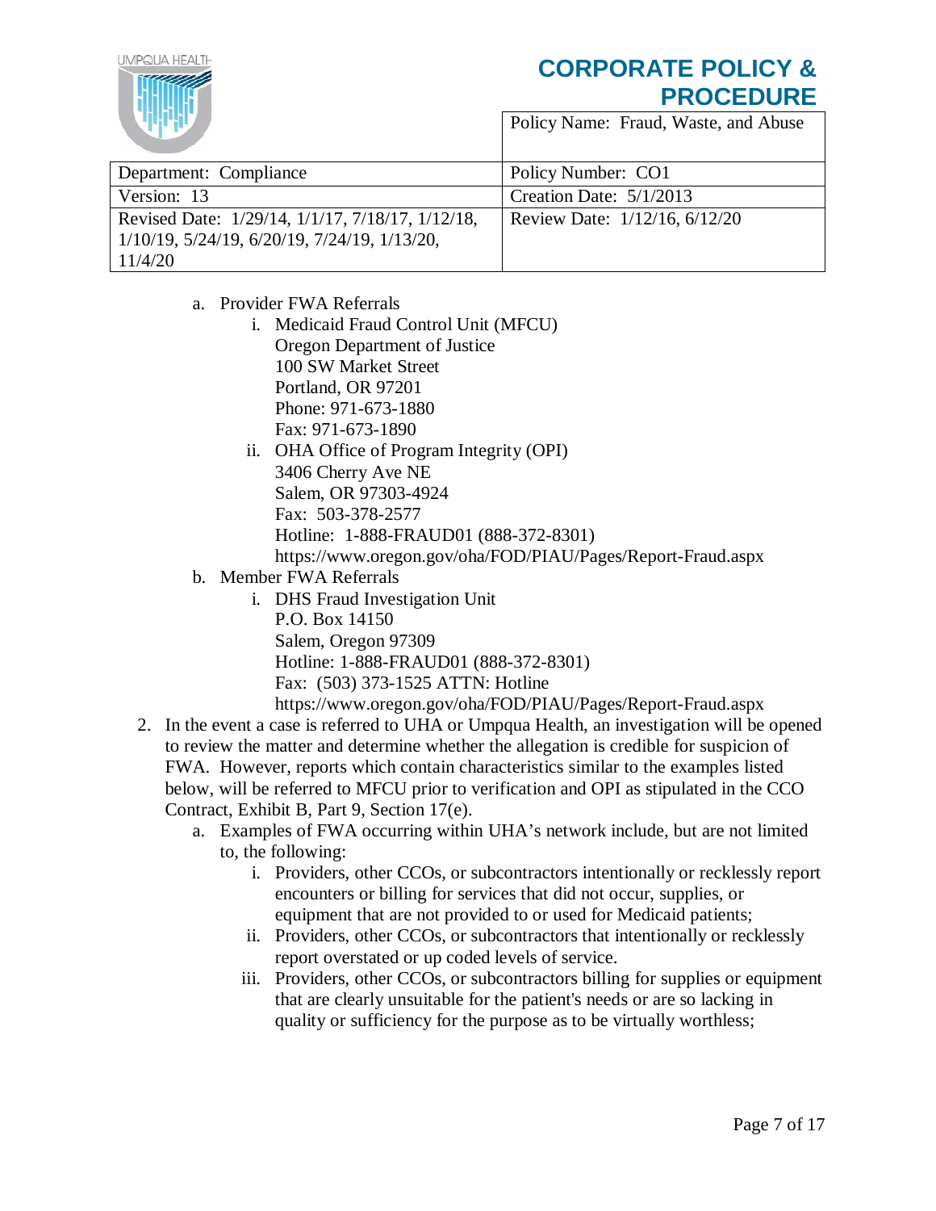a. Provider FWA Referrals
    i. Medicaid Fraud Control Unit (MFCU)
       Oregon Department of Justice
       100 SW Market Street
       Portland, OR 97201
       Phone: 971-673-1880
       Fax: 971-673-1890
    ii. OHA Office of Program Integrity (OPI)
       3406 Cherry Ave NE
       Salem, OR 97303-4924
       Fax: 503-378-2577
       Hotline: 1-888-FRAUD01 (888-372-8301)
       https://www.oregon.gov/oha/FOD/PIAU/Pages/Report-Fraud.aspx
b. Member FWA Referrals
    i. DHS Fraud Investigation Unit
       P.O. Box 14150
       Salem, Oregon 97309
       Hotline: 1-888-FRAUD01 (888-372-8301)
       Fax: (503) 373-1525 ATTN: Hotline
       https://www.oregon.gov/oha/FOD/PIAU/Pages/Report-Fraud.aspx

2. In the event a case is referred to UHA or Umpqua Health, an investigation will be opened to review the matter and determine whether the allegation is credible for suspicion of FWA. However, reports which contain characteristics similar to the examples listed below, will be referred to MFCU prior to verification and OPI as stipulated in the CCO Contract, Exhibit B, Part 9, Section 17(e).
    a. Examples of FWA occurring within UHA's network include, but are not limited to, the following:
        i. Providers, other CCOs, or subcontractors intentionally or recklessly report encounters or billing for services that did not occur, supplies, or equipment that are not provided to or used for Medicaid patients;
        ii. Providers, other CCOs, or subcontractors that intentionally or recklessly report overstated or up coded levels of service.
        iii. Providers, other CCOs, or subcontractors billing for supplies or equipment that are clearly unsuitable for the patient's needs or are so lacking in quality or sufficiency for the purpose as to be virtually worthless;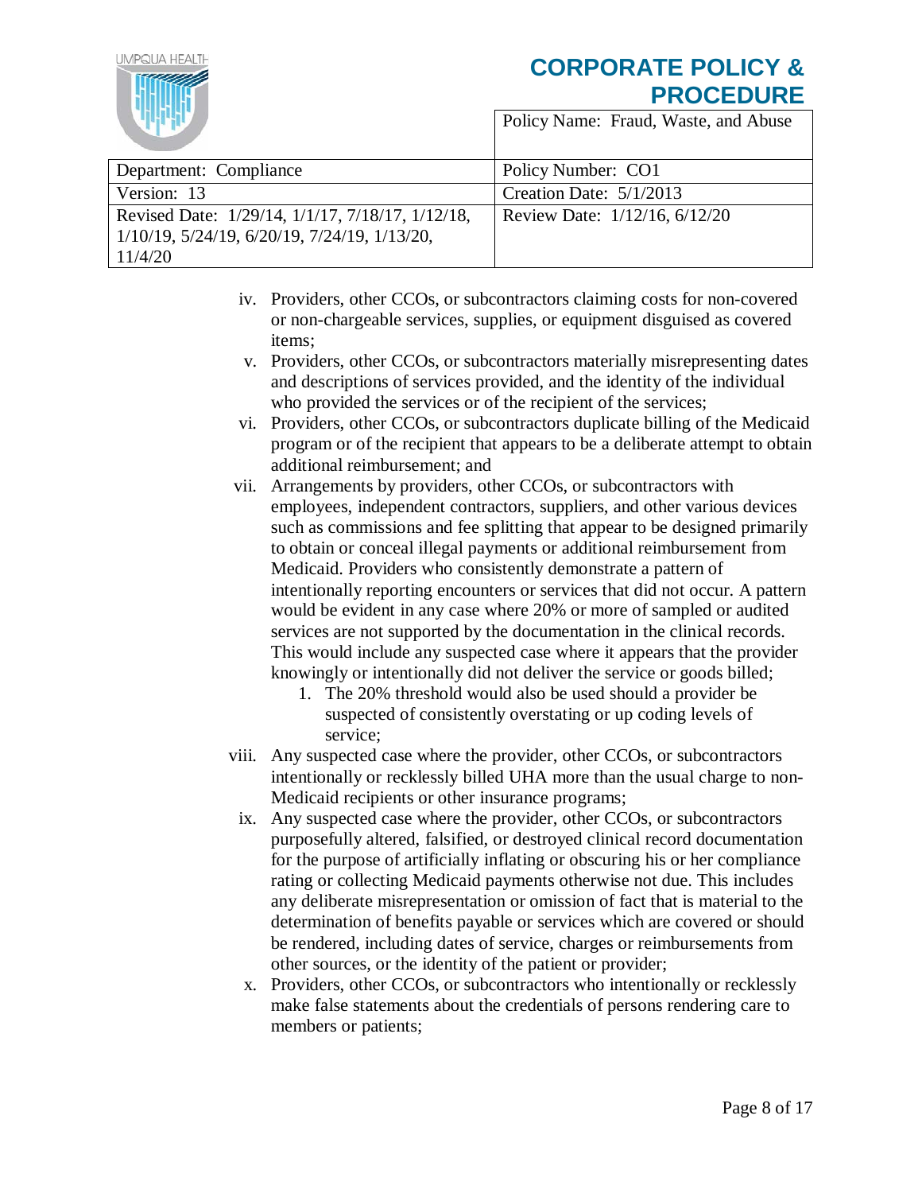iv. Providers, other CCOs, or subcontractors claiming costs for non-covered or non-chargeable services, supplies, or equipment disguised as covered items;

v. Providers, other CCOs, or subcontractors materially misrepresenting dates and descriptions of services provided, and the identity of the individual who provided the services or of the recipient of the services;

vi. Providers, other CCOs, or subcontractors duplicate billing of the Medicaid program or of the recipient that appears to be a deliberate attempt to obtain additional reimbursement; and

vii. Arrangements by providers, other CCOs, or subcontractors with employees, independent contractors, suppliers, and other various devices such as commissions and fee splitting that appear to be designed primarily to obtain or conceal illegal payments or additional reimbursement from Medicaid. Providers who consistently demonstrate a pattern of intentionally reporting encounters or services that did not occur. A pattern would be evident in any case where 20% or more of sampled or audited services are not supported by the documentation in the clinical records. This would include any suspected case where it appears that the provider knowingly or intentionally did not deliver the service or goods billed;

   1. The 20% threshold would also be used should a provider be suspected of consistently overstating or up coding levels of service;

viii. Any suspected case where the provider, other CCOs, or subcontractors intentionally or recklessly billed UHA more than the usual charge to non-Medicaid recipients or other insurance programs;

ix. Any suspected case where the provider, other CCOs, or subcontractors purposefully altered, falsified, or destroyed clinical record documentation for the purpose of artificially inflating or obscuring his or her compliance rating or collecting Medicaid payments otherwise not due. This includes any deliberate misrepresentation or omission of fact that is material to the determination of benefits payable or services which are covered or should be rendered, including dates of service, charges or reimbursements from other sources, or the identity of the patient or provider;

x. Providers, other CCOs, or subcontractors who intentionally or recklessly make false statements about the credentials of persons rendering care to members or patients;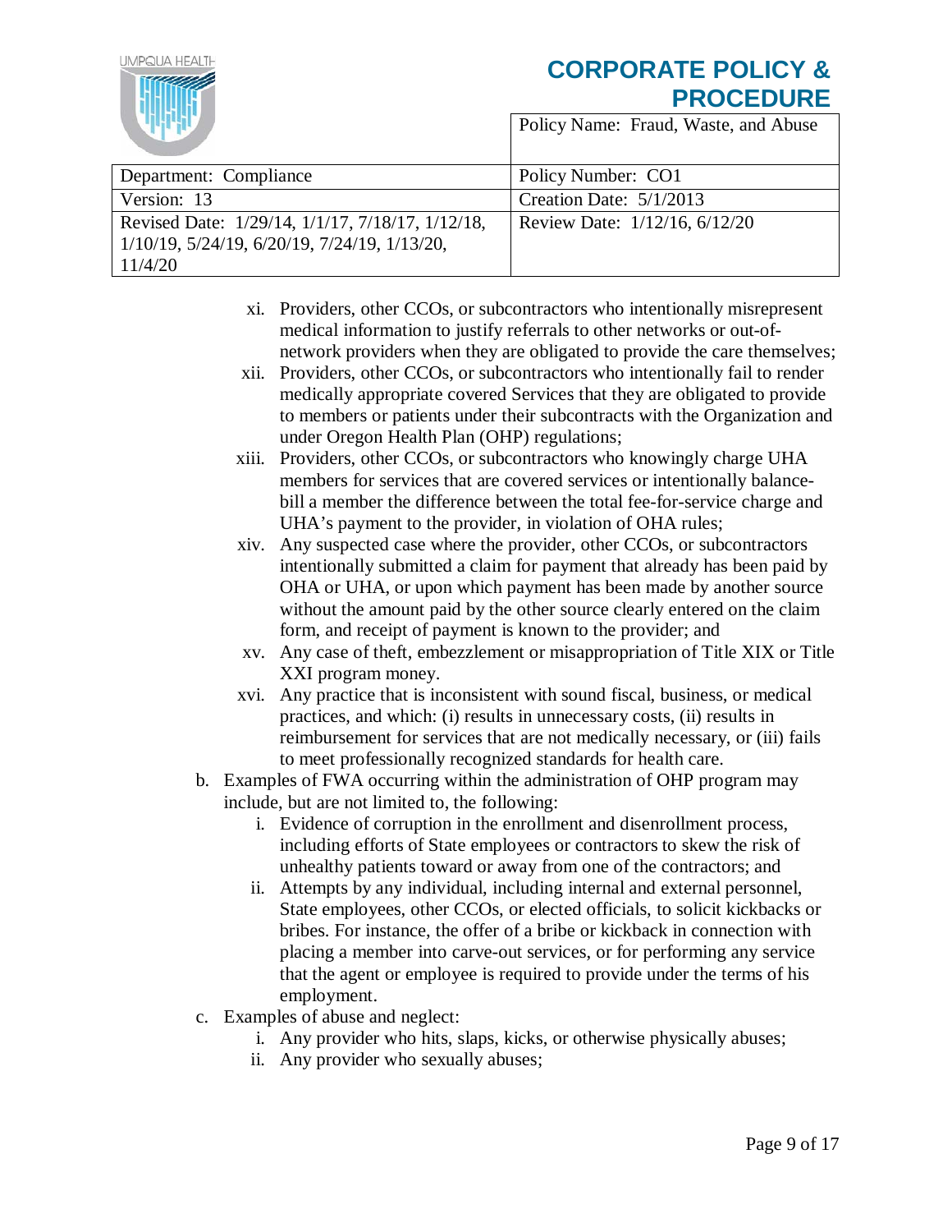xi. Providers, other CCOs, or subcontractors who intentionally misrepresent medical information to justify referrals to other networks or out-of-network providers when they are obligated to provide the care themselves;

xii. Providers, other CCOs, or subcontractors who intentionally fail to render medically appropriate covered Services that they are obligated to provide to members or patients under their subcontracts with the Organization and under Oregon Health Plan (OHP) regulations;

xiii. Providers, other CCOs, or subcontractors who knowingly charge UHA members for services that are covered services or intentionally balance-bill a member the difference between the total fee-for-service charge and UHA's payment to the provider, in violation of OHA rules;

xiv. Any suspected case where the provider, other CCOs, or subcontractors intentionally submitted a claim for payment that already has been paid by OHA or UHA, or upon which payment has been made by another source without the amount paid by the other source clearly entered on the claim form, and receipt of payment is known to the provider; and

xv. Any case of theft, embezzlement or misappropriation of Title XIX or Title XXI program money.

xvi. Any practice that is inconsistent with sound fiscal, business, or medical practices, and which: (i) results in unnecessary costs, (ii) results in reimbursement for services that are not medically necessary, or (iii) fails to meet professionally recognized standards for health care.

b. Examples of FWA occurring within the administration of OHP program may include, but are not limited to, the following:

   i. Evidence of corruption in the enrollment and disenrollment process, including efforts of State employees or contractors to skew the risk of unhealthy patients toward or away from one of the contractors; and

   ii. Attempts by any individual, including internal and external personnel, State employees, other CCOs, or elected officials, to solicit kickbacks or bribes. For instance, the offer of a bribe or kickback in connection with placing a member into carve-out services, or for performing any service that the agent or employee is required to provide under the terms of his employment.

c. Examples of abuse and neglect:

   i. Any provider who hits, slaps, kicks, or otherwise physically abuses;

   ii. Any provider who sexually abuses;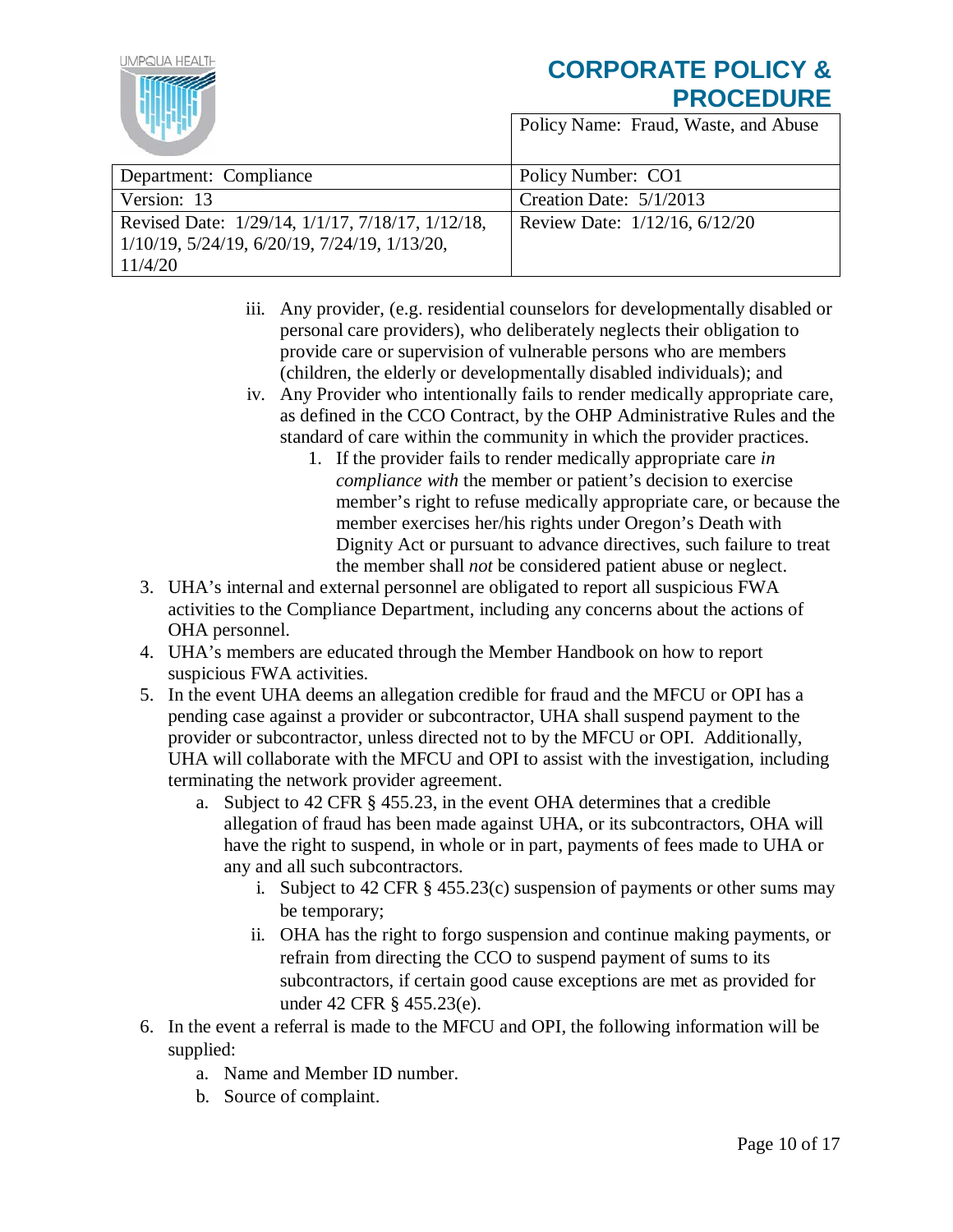iii. Any provider, (e.g. residential counselors for developmentally disabled or personal care providers), who deliberately neglects their obligation to provide care or supervision of vulnerable persons who are members (children, the elderly or developmentally disabled individuals); and

iv. Any Provider who intentionally fails to render medically appropriate care, as defined in the CCO Contract, by the OHP Administrative Rules and the standard of care within the community in which the provider practices.

   1. If the provider fails to render medically appropriate care *in compliance with* the member or patient's decision to exercise member's right to refuse medically appropriate care, or because the member exercises her/his rights under Oregon's Death with Dignity Act or pursuant to advance directives, such failure to treat the member shall *not* be considered patient abuse or neglect.

3. UHA's internal and external personnel are obligated to report all suspicious FWA activities to the Compliance Department, including any concerns about the actions of OHA personnel.
4. UHA's members are educated through the Member Handbook on how to report suspicious FWA activities.
5. In the event UHA deems an allegation credible for fraud and the MFCU or OPI has a pending case against a provider or subcontractor, UHA shall suspend payment to the provider or subcontractor, unless directed not to by the MFCU or OPI. Additionally, UHA will collaborate with the MFCU and OPI to assist with the investigation, including terminating the network provider agreement.
   a. Subject to 42 CFR § 455.23, in the event OHA determines that a credible allegation of fraud has been made against UHA, or its subcontractors, OHA will have the right to suspend, in whole or in part, payments of fees made to UHA or any and all such subcontractors.
      i. Subject to 42 CFR § 455.23(c) suspension of payments or other sums may be temporary;
      ii. OHA has the right to forgo suspension and continue making payments, or refrain from directing the CCO to suspend payment of sums to its subcontractors, if certain good cause exceptions are met as provided for under 42 CFR § 455.23(e).
6. In the event a referral is made to the MFCU and OPI, the following information will be supplied:
   a. Name and Member ID number.
   b. Source of complaint.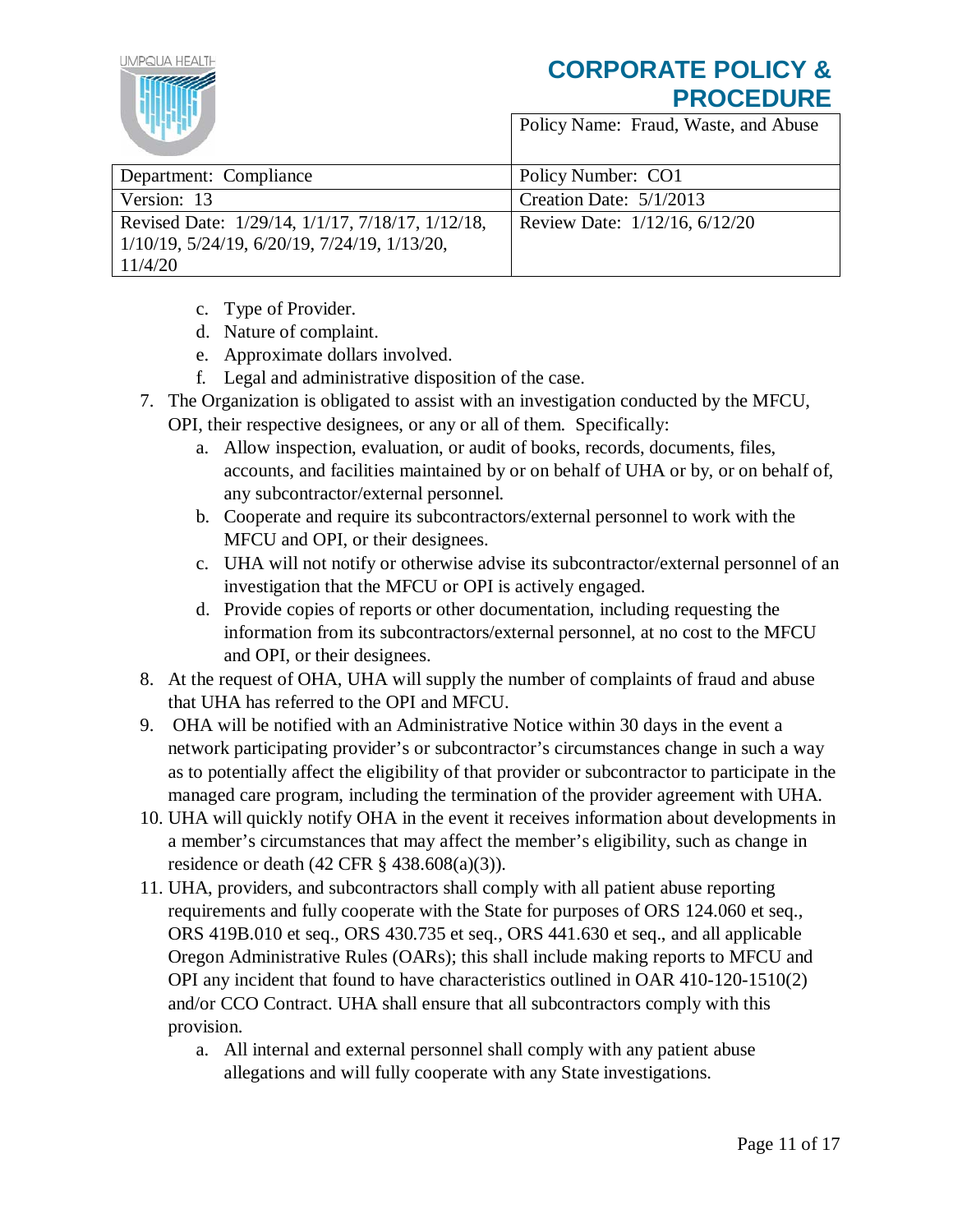c. Type of Provider.
d. Nature of complaint.
e. Approximate dollars involved.
f. Legal and administrative disposition of the case.

7. The Organization is obligated to assist with an investigation conducted by the MFCU, OPI, their respective designees, or any or all of them. Specifically:
   a. Allow inspection, evaluation, or audit of books, records, documents, files, accounts, and facilities maintained by or on behalf of UHA or by, or on behalf of, any subcontractor/external personnel.
   b. Cooperate and require its subcontractors/external personnel to work with the MFCU and OPI, or their designees.
   c. UHA will not notify or otherwise advise its subcontractor/external personnel of an investigation that the MFCU or OPI is actively engaged.
   d. Provide copies of reports or other documentation, including requesting the information from its subcontractors/external personnel, at no cost to the MFCU and OPI, or their designees.
8. At the request of OHA, UHA will supply the number of complaints of fraud and abuse that UHA has referred to the OPI and MFCU.
9. OHA will be notified with an Administrative Notice within 30 days in the event a network participating provider's or subcontractor's circumstances change in such a way as to potentially affect the eligibility of that provider or subcontractor to participate in the managed care program, including the termination of the provider agreement with UHA.
10. UHA will quickly notify OHA in the event it receives information about developments in a member's circumstances that may affect the member's eligibility, such as change in residence or death (42 CFR § 438.608(a)(3)).
11. UHA, providers, and subcontractors shall comply with all patient abuse reporting requirements and fully cooperate with the State for purposes of ORS 124.060 et seq., ORS 419B.010 et seq., ORS 430.735 et seq., ORS 441.630 et seq., and all applicable Oregon Administrative Rules (OARs); this shall include making reports to MFCU and OPI any incident that found to have characteristics outlined in OAR 410-120-1510(2) and/or CCO Contract. UHA shall ensure that all subcontractors comply with this provision.
    a. All internal and external personnel shall comply with any patient abuse allegations and will fully cooperate with any State investigations.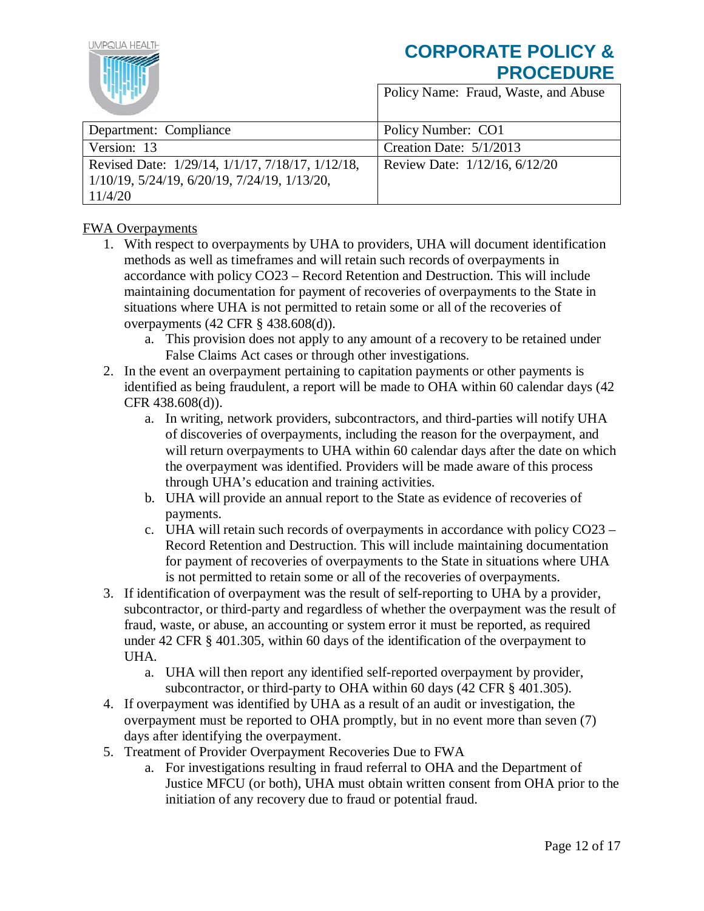# CORPORATE POLICY & PROCEDURE

| | Policy Name: Fraud, Waste, and Abuse |
|---|---|
| Department: Compliance | Policy Number: CO1 |
| Version: 13 | Creation Date: 5/1/2013 |
| Revised Date: 1/29/14, 1/1/17, 7/18/17, 1/12/18, 1/10/19, 5/24/19, 6/20/19, 7/24/19, 1/13/20, 11/4/20 | Review Date: 1/12/16, 6/12/20 |

<u>FWA Overpayments</u>

1. With respect to overpayments by UHA to providers, UHA will document identification methods as well as timeframes and will retain such records of overpayments in accordance with policy CO23 – Record Retention and Destruction. This will include maintaining documentation for payment of recoveries of overpayments to the State in situations where UHA is not permitted to retain some or all of the recoveries of overpayments (42 CFR § 438.608(d)).
   a. This provision does not apply to any amount of a recovery to be retained under False Claims Act cases or through other investigations.
2. In the event an overpayment pertaining to capitation payments or other payments is identified as being fraudulent, a report will be made to OHA within 60 calendar days (42 CFR 438.608(d)).
   a. In writing, network providers, subcontractors, and third-parties will notify UHA of discoveries of overpayments, including the reason for the overpayment, and will return overpayments to UHA within 60 calendar days after the date on which the overpayment was identified. Providers will be made aware of this process through UHA's education and training activities.
   b. UHA will provide an annual report to the State as evidence of recoveries of payments.
   c. UHA will retain such records of overpayments in accordance with policy CO23 – Record Retention and Destruction. This will include maintaining documentation for payment of recoveries of overpayments to the State in situations where UHA is not permitted to retain some or all of the recoveries of overpayments.
3. If identification of overpayment was the result of self-reporting to UHA by a provider, subcontractor, or third-party and regardless of whether the overpayment was the result of fraud, waste, or abuse, an accounting or system error it must be reported, as required under 42 CFR § 401.305, within 60 days of the identification of the overpayment to UHA.
   a. UHA will then report any identified self-reported overpayment by provider, subcontractor, or third-party to OHA within 60 days (42 CFR § 401.305).
4. If overpayment was identified by UHA as a result of an audit or investigation, the overpayment must be reported to OHA promptly, but in no event more than seven (7) days after identifying the overpayment.
5. Treatment of Provider Overpayment Recoveries Due to FWA
   a. For investigations resulting in fraud referral to OHA and the Department of Justice MFCU (or both), UHA must obtain written consent from OHA prior to the initiation of any recovery due to fraud or potential fraud.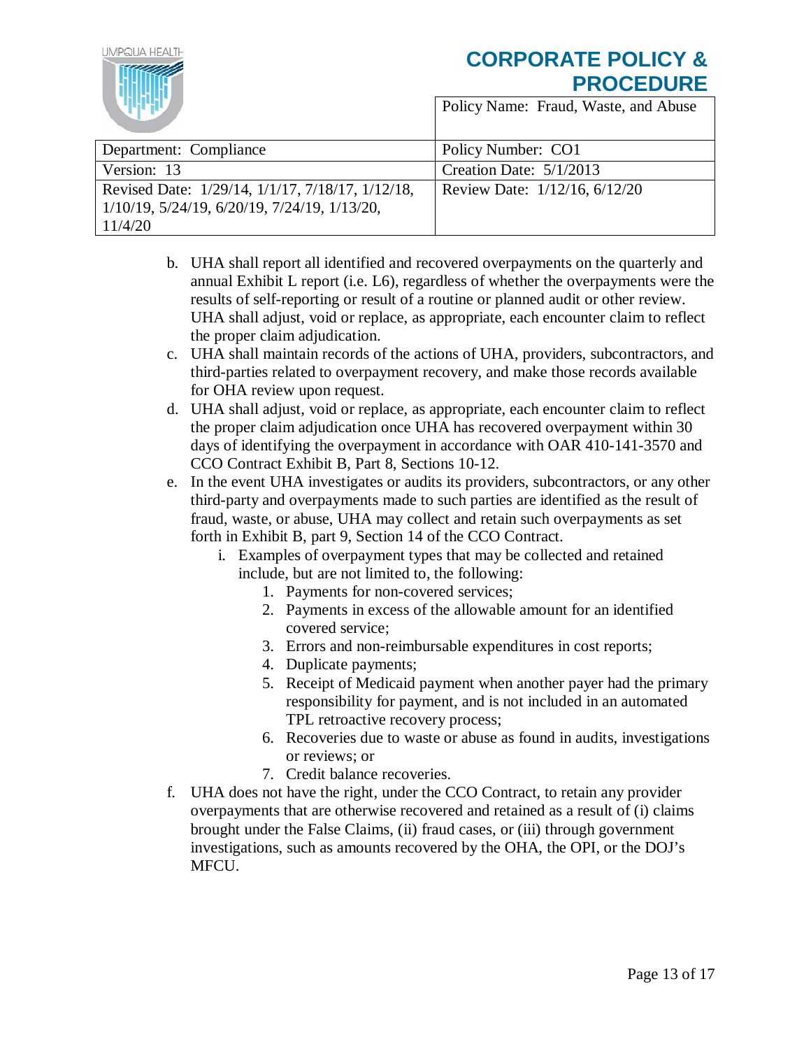b. UHA shall report all identified and recovered overpayments on the quarterly and annual Exhibit L report (i.e. L6), regardless of whether the overpayments were the results of self-reporting or result of a routine or planned audit or other review. UHA shall adjust, void or replace, as appropriate, each encounter claim to reflect the proper claim adjudication.

c. UHA shall maintain records of the actions of UHA, providers, subcontractors, and third-parties related to overpayment recovery, and make those records available for OHA review upon request.

d. UHA shall adjust, void or replace, as appropriate, each encounter claim to reflect the proper claim adjudication once UHA has recovered overpayment within 30 days of identifying the overpayment in accordance with OAR 410-141-3570 and CCO Contract Exhibit B, Part 8, Sections 10-12.

e. In the event UHA investigates or audits its providers, subcontractors, or any other third-party and overpayments made to such parties are identified as the result of fraud, waste, or abuse, UHA may collect and retain such overpayments as set forth in Exhibit B, part 9, Section 14 of the CCO Contract.

   i. Examples of overpayment types that may be collected and retained include, but are not limited to, the following:

      1. Payments for non-covered services;
      2. Payments in excess of the allowable amount for an identified covered service;
      3. Errors and non-reimbursable expenditures in cost reports;
      4. Duplicate payments;
      5. Receipt of Medicaid payment when another payer had the primary responsibility for payment, and is not included in an automated TPL retroactive recovery process;
      6. Recoveries due to waste or abuse as found in audits, investigations or reviews; or
      7. Credit balance recoveries.

f. UHA does not have the right, under the CCO Contract, to retain any provider overpayments that are otherwise recovered and retained as a result of (i) claims brought under the False Claims, (ii) fraud cases, or (iii) through government investigations, such as amounts recovered by the OHA, the OPI, or the DOJ's MFCU.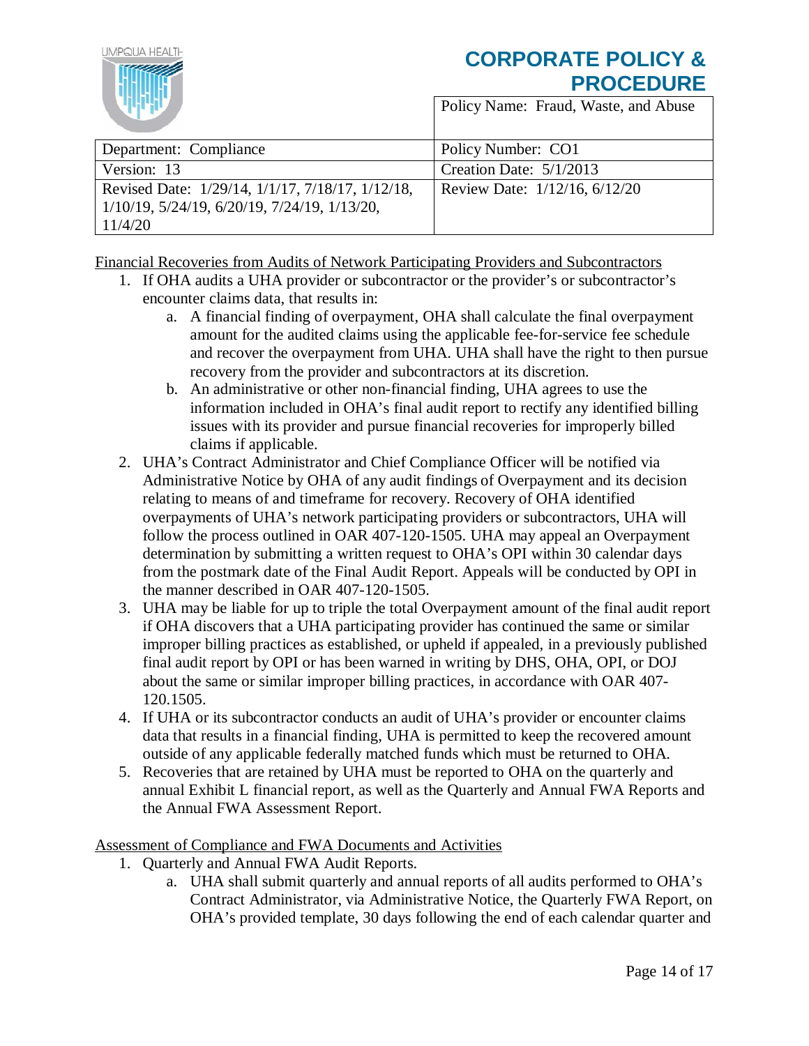Financial Recoveries from Audits of Network Participating Providers and Subcontractors

1. If OHA audits a UHA provider or subcontractor or the provider's or subcontractor's encounter claims data, that results in:
   a. A financial finding of overpayment, OHA shall calculate the final overpayment amount for the audited claims using the applicable fee-for-service fee schedule and recover the overpayment from UHA. UHA shall have the right to then pursue recovery from the provider and subcontractors at its discretion.
   b. An administrative or other non-financial finding, UHA agrees to use the information included in OHA's final audit report to rectify any identified billing issues with its provider and pursue financial recoveries for improperly billed claims if applicable.
2. UHA's Contract Administrator and Chief Compliance Officer will be notified via Administrative Notice by OHA of any audit findings of Overpayment and its decision relating to means of and timeframe for recovery. Recovery of OHA identified overpayments of UHA's network participating providers or subcontractors, UHA will follow the process outlined in OAR 407-120-1505. UHA may appeal an Overpayment determination by submitting a written request to OHA's OPI within 30 calendar days from the postmark date of the Final Audit Report. Appeals will be conducted by OPI in the manner described in OAR 407-120-1505.
3. UHA may be liable for up to triple the total Overpayment amount of the final audit report if OHA discovers that a UHA participating provider has continued the same or similar improper billing practices as established, or upheld if appealed, in a previously published final audit report by OPI or has been warned in writing by DHS, OHA, OPI, or DOJ about the same or similar improper billing practices, in accordance with OAR 407-120.1505.
4. If UHA or its subcontractor conducts an audit of UHA's provider or encounter claims data that results in a financial finding, UHA is permitted to keep the recovered amount outside of any applicable federally matched funds which must be returned to OHA.
5. Recoveries that are retained by UHA must be reported to OHA on the quarterly and annual Exhibit L financial report, as well as the Quarterly and Annual FWA Reports and the Annual FWA Assessment Report.

Assessment of Compliance and FWA Documents and Activities

1. Quarterly and Annual FWA Audit Reports.
   a. UHA shall submit quarterly and annual reports of all audits performed to OHA's Contract Administrator, via Administrative Notice, the Quarterly FWA Report, on OHA's provided template, 30 days following the end of each calendar quarter and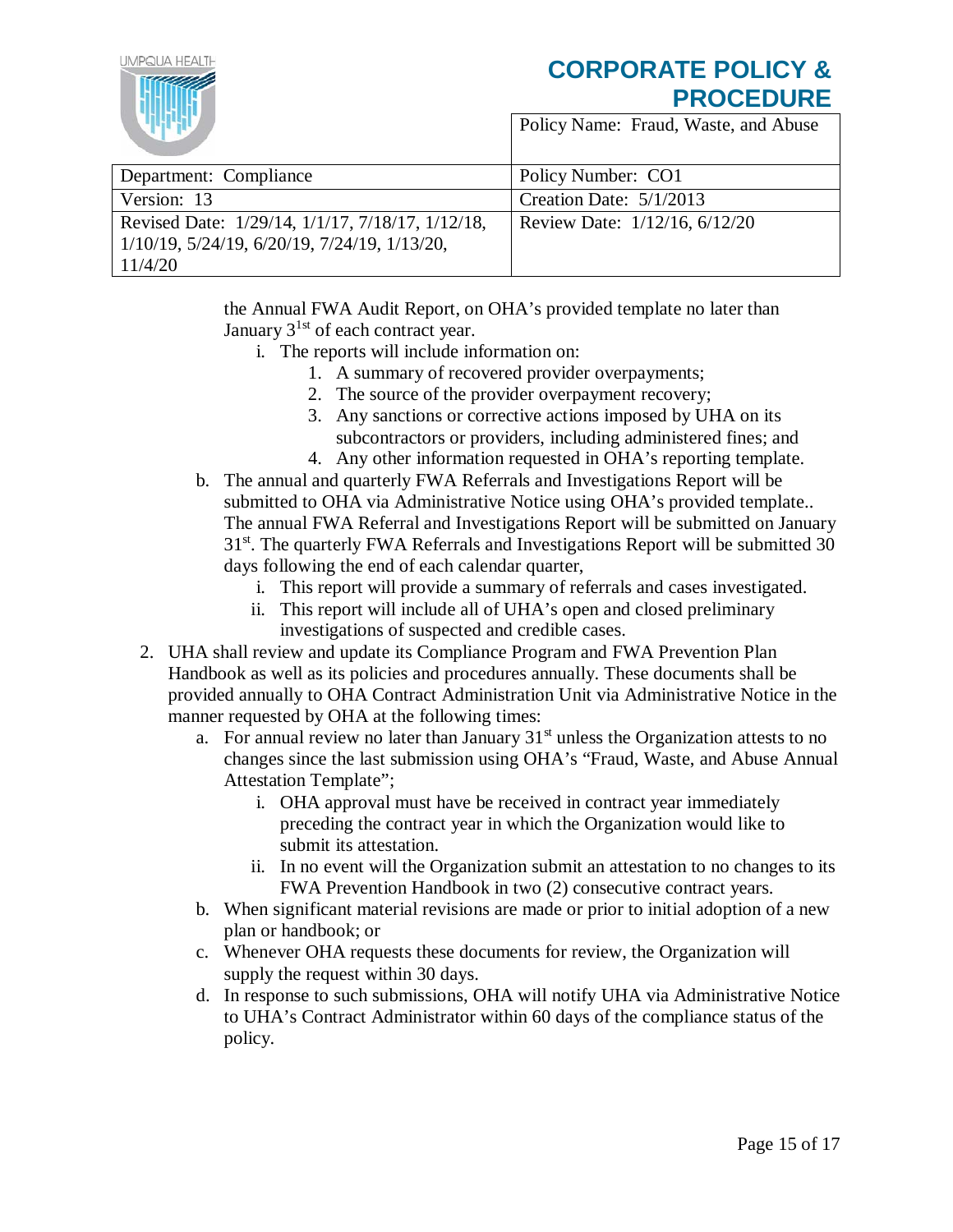the Annual FWA Audit Report, on OHA's provided template no later than January 3[1st] of each contract year.

i. The reports will include information on:
   1. A summary of recovered provider overpayments;
   2. The source of the provider overpayment recovery;
   3. Any sanctions or corrective actions imposed by UHA on its subcontractors or providers, including administered fines; and
   4. Any other information requested in OHA's reporting template.

b. The annual and quarterly FWA Referrals and Investigations Report will be submitted to OHA via Administrative Notice using OHA's provided template.. The annual FWA Referral and Investigations Report will be submitted on January 31[st]. The quarterly FWA Referrals and Investigations Report will be submitted 30 days following the end of each calendar quarter,
   i. This report will provide a summary of referrals and cases investigated.
   ii. This report will include all of UHA's open and closed preliminary investigations of suspected and credible cases.

2. UHA shall review and update its Compliance Program and FWA Prevention Plan Handbook as well as its policies and procedures annually. These documents shall be provided annually to OHA Contract Administration Unit via Administrative Notice in the manner requested by OHA at the following times:
   a. For annual review no later than January 31[st] unless the Organization attests to no changes since the last submission using OHA's "Fraud, Waste, and Abuse Annual Attestation Template";
      i. OHA approval must have be received in contract year immediately preceding the contract year in which the Organization would like to submit its attestation.
      ii. In no event will the Organization submit an attestation to no changes to its FWA Prevention Handbook in two (2) consecutive contract years.
   b. When significant material revisions are made or prior to initial adoption of a new plan or handbook; or
   c. Whenever OHA requests these documents for review, the Organization will supply the request within 30 days.
   d. In response to such submissions, OHA will notify UHA via Administrative Notice to UHA's Contract Administrator within 60 days of the compliance status of the policy.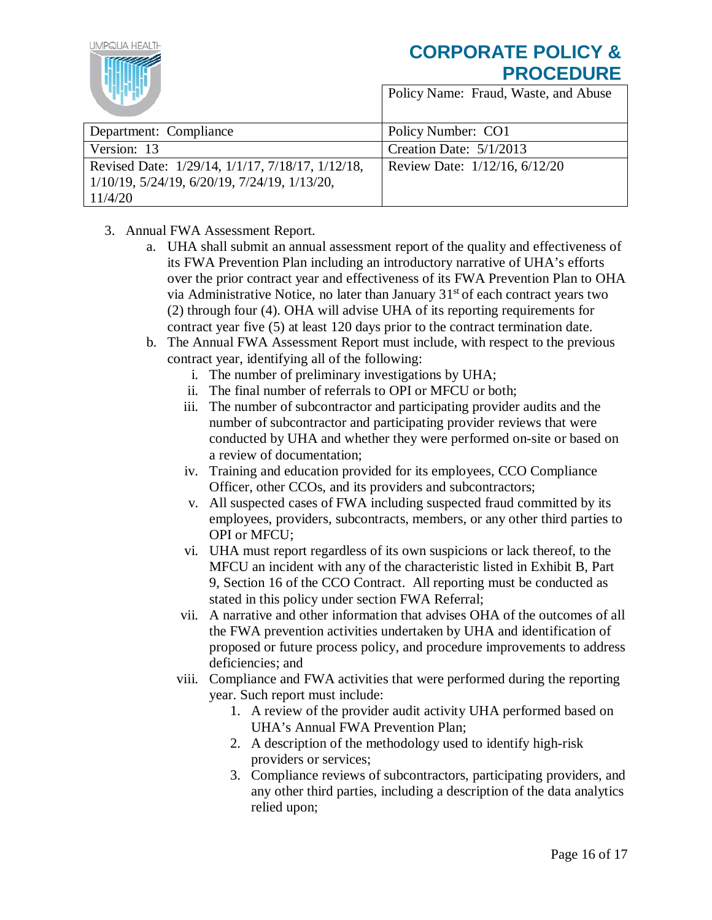3. Annual FWA Assessment Report.
   a. UHA shall submit an annual assessment report of the quality and effectiveness of its FWA Prevention Plan including an introductory narrative of UHA's efforts over the prior contract year and effectiveness of its FWA Prevention Plan to OHA via Administrative Notice, no later than January 31st of each contract years two (2) through four (4). OHA will advise UHA of its reporting requirements for contract year five (5) at least 120 days prior to the contract termination date.
   b. The Annual FWA Assessment Report must include, with respect to the previous contract year, identifying all of the following:
      i. The number of preliminary investigations by UHA;
      ii. The final number of referrals to OPI or MFCU or both;
      iii. The number of subcontractor and participating provider audits and the number of subcontractor and participating provider reviews that were conducted by UHA and whether they were performed on-site or based on a review of documentation;
      iv. Training and education provided for its employees, CCO Compliance Officer, other CCOs, and its providers and subcontractors;
      v. All suspected cases of FWA including suspected fraud committed by its employees, providers, subcontracts, members, or any other third parties to OPI or MFCU;
      vi. UHA must report regardless of its own suspicions or lack thereof, to the MFCU an incident with any of the characteristic listed in Exhibit B, Part 9, Section 16 of the CCO Contract. All reporting must be conducted as stated in this policy under section FWA Referral;
      vii. A narrative and other information that advises OHA of the outcomes of all the FWA prevention activities undertaken by UHA and identification of proposed or future process policy, and procedure improvements to address deficiencies; and
      viii. Compliance and FWA activities that were performed during the reporting year. Such report must include:
         1. A review of the provider audit activity UHA performed based on UHA's Annual FWA Prevention Plan;
         2. A description of the methodology used to identify high-risk providers or services;
         3. Compliance reviews of subcontractors, participating providers, and any other third parties, including a description of the data analytics relied upon;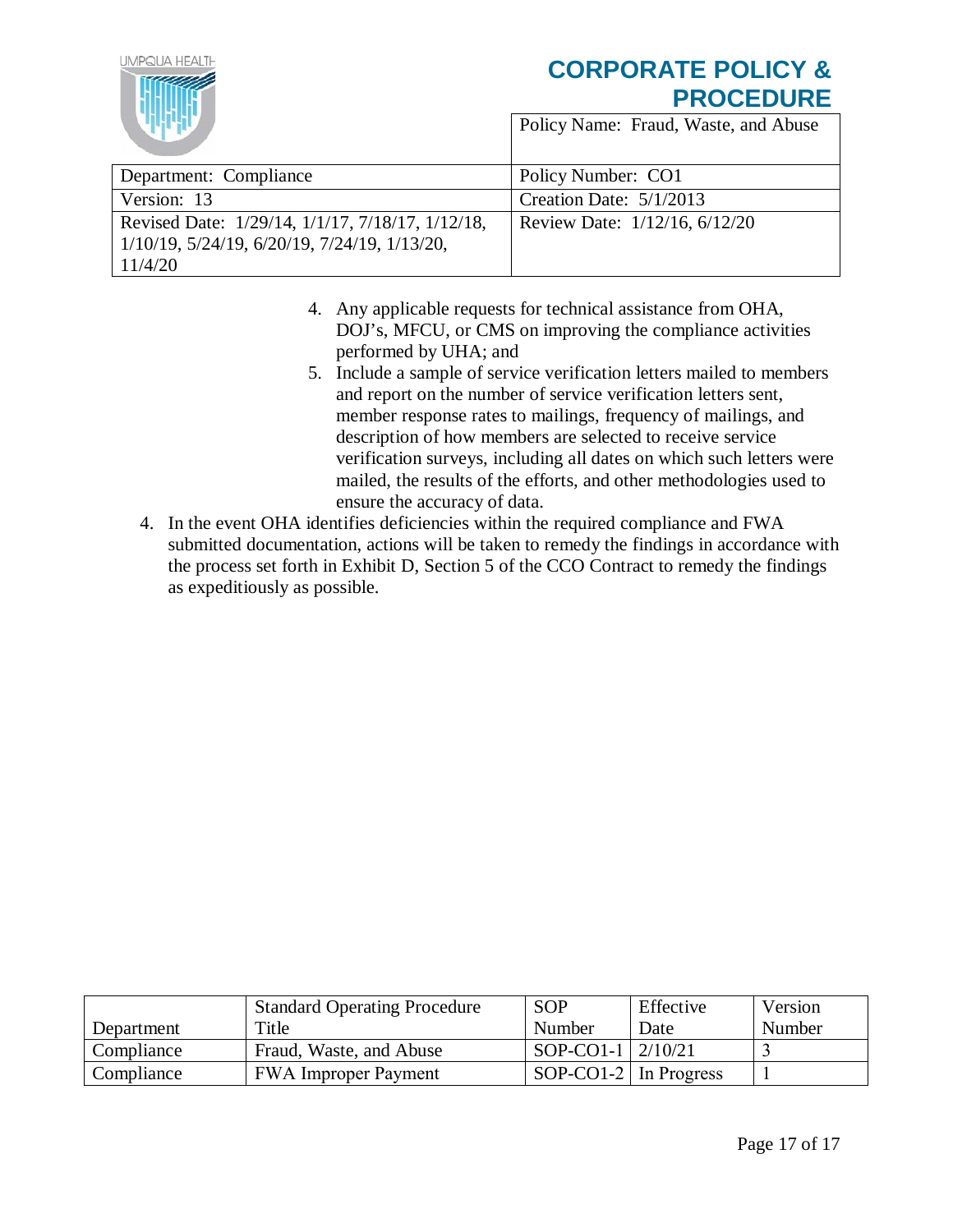4. Any applicable requests for technical assistance from OHA, DOJ's, MFCU, or CMS on improving the compliance activities performed by UHA; and
5. Include a sample of service verification letters mailed to members and report on the number of service verification letters sent, member response rates to mailings, frequency of mailings, and description of how members are selected to receive service verification surveys, including all dates on which such letters were mailed, the results of the efforts, and other methodologies used to ensure the accuracy of data.

4. In the event OHA identifies deficiencies within the required compliance and FWA submitted documentation, actions will be taken to remedy the findings in accordance with the process set forth in Exhibit D, Section 5 of the CCO Contract to remedy the findings as expeditiously as possible.

| Department | Standard Operating Procedure Title | SOP Number | Effective Date | Version Number |
|---|---|---|---|---|
| Compliance | Fraud, Waste, and Abuse | SOP-CO1-1 | 2/10/21 | 3 |
| Compliance | FWA Improper Payment | SOP-CO1-2 | In Progress | 1 |